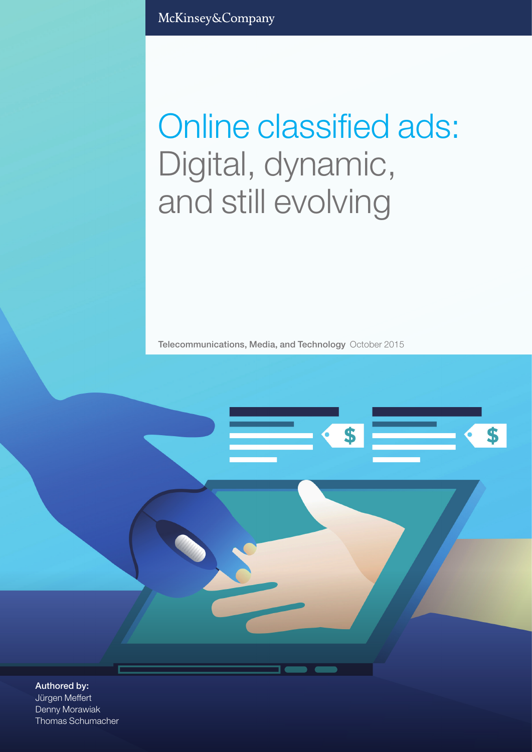McKinsey&Company

# Online classified ads: Digital, dynamic, and still evolving

**Telecommunications, Media, and Technology** October 2015

**Authored by:**
Jürgen Meffert
Denny Morawiak
Thomas Schumacher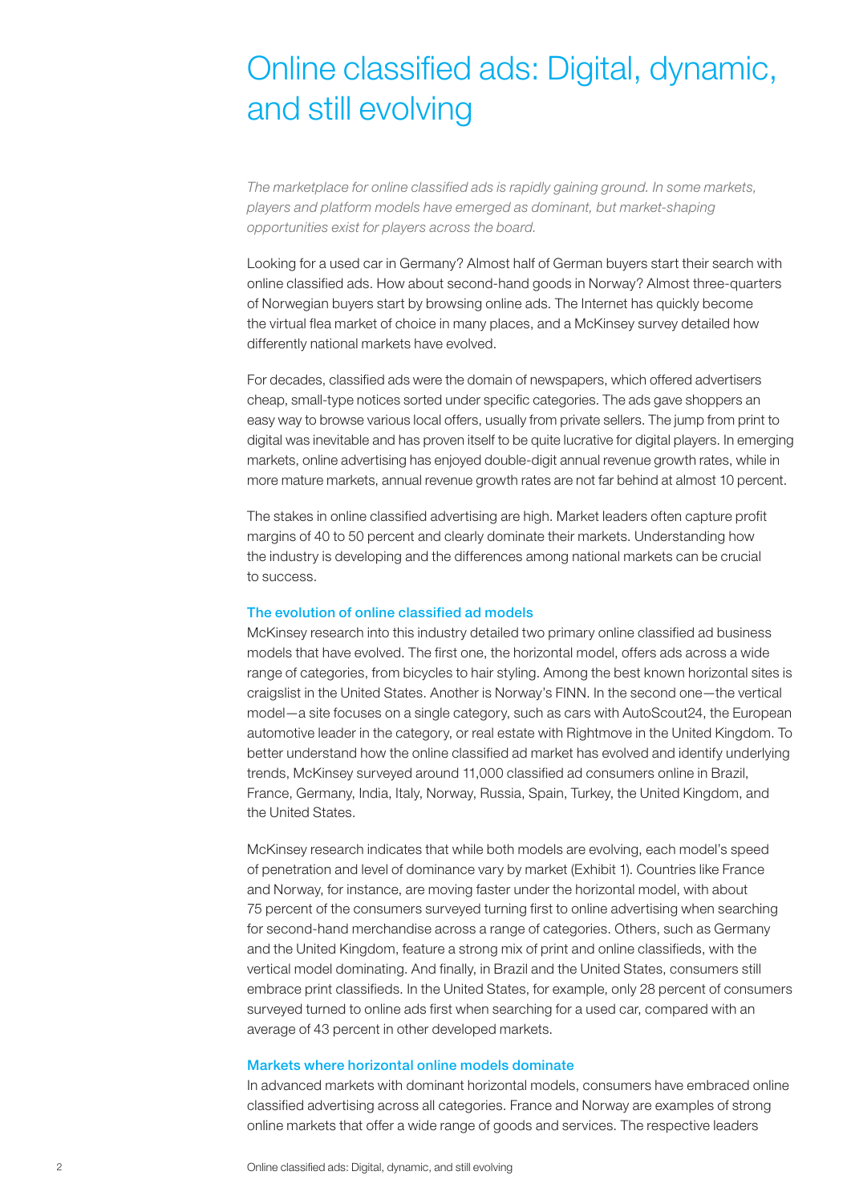# Online classified ads: Digital, dynamic, and still evolving

*The marketplace for online classified ads is rapidly gaining ground. In some markets, players and platform models have emerged as dominant, but market-shaping opportunities exist for players across the board.*

Looking for a used car in Germany? Almost half of German buyers start their search with online classified ads. How about second-hand goods in Norway? Almost three-quarters of Norwegian buyers start by browsing online ads. The Internet has quickly become the virtual flea market of choice in many places, and a McKinsey survey detailed how differently national markets have evolved.

For decades, classified ads were the domain of newspapers, which offered advertisers cheap, small-type notices sorted under specific categories. The ads gave shoppers an easy way to browse various local offers, usually from private sellers. The jump from print to digital was inevitable and has proven itself to be quite lucrative for digital players. In emerging markets, online advertising has enjoyed double-digit annual revenue growth rates, while in more mature markets, annual revenue growth rates are not far behind at almost 10 percent.

The stakes in online classified advertising are high. Market leaders often capture profit margins of 40 to 50 percent and clearly dominate their markets. Understanding how the industry is developing and the differences among national markets can be crucial to success.

### The evolution of online classified ad models

McKinsey research into this industry detailed two primary online classified ad business models that have evolved. The first one, the horizontal model, offers ads across a wide range of categories, from bicycles to hair styling. Among the best known horizontal sites is craigslist in the United States. Another is Norway's FINN. In the second one—the vertical model—a site focuses on a single category, such as cars with AutoScout24, the European automotive leader in the category, or real estate with Rightmove in the United Kingdom. To better understand how the online classified ad market has evolved and identify underlying trends, McKinsey surveyed around 11,000 classified ad consumers online in Brazil, France, Germany, India, Italy, Norway, Russia, Spain, Turkey, the United Kingdom, and the United States.

McKinsey research indicates that while both models are evolving, each model's speed of penetration and level of dominance vary by market (Exhibit 1). Countries like France and Norway, for instance, are moving faster under the horizontal model, with about 75 percent of the consumers surveyed turning first to online advertising when searching for second-hand merchandise across a range of categories. Others, such as Germany and the United Kingdom, feature a strong mix of print and online classifieds, with the vertical model dominating. And finally, in Brazil and the United States, consumers still embrace print classifieds. In the United States, for example, only 28 percent of consumers surveyed turned to online ads first when searching for a used car, compared with an average of 43 percent in other developed markets.

### Markets where horizontal online models dominate

In advanced markets with dominant horizontal models, consumers have embraced online classified advertising across all categories. France and Norway are examples of strong online markets that offer a wide range of goods and services. The respective leaders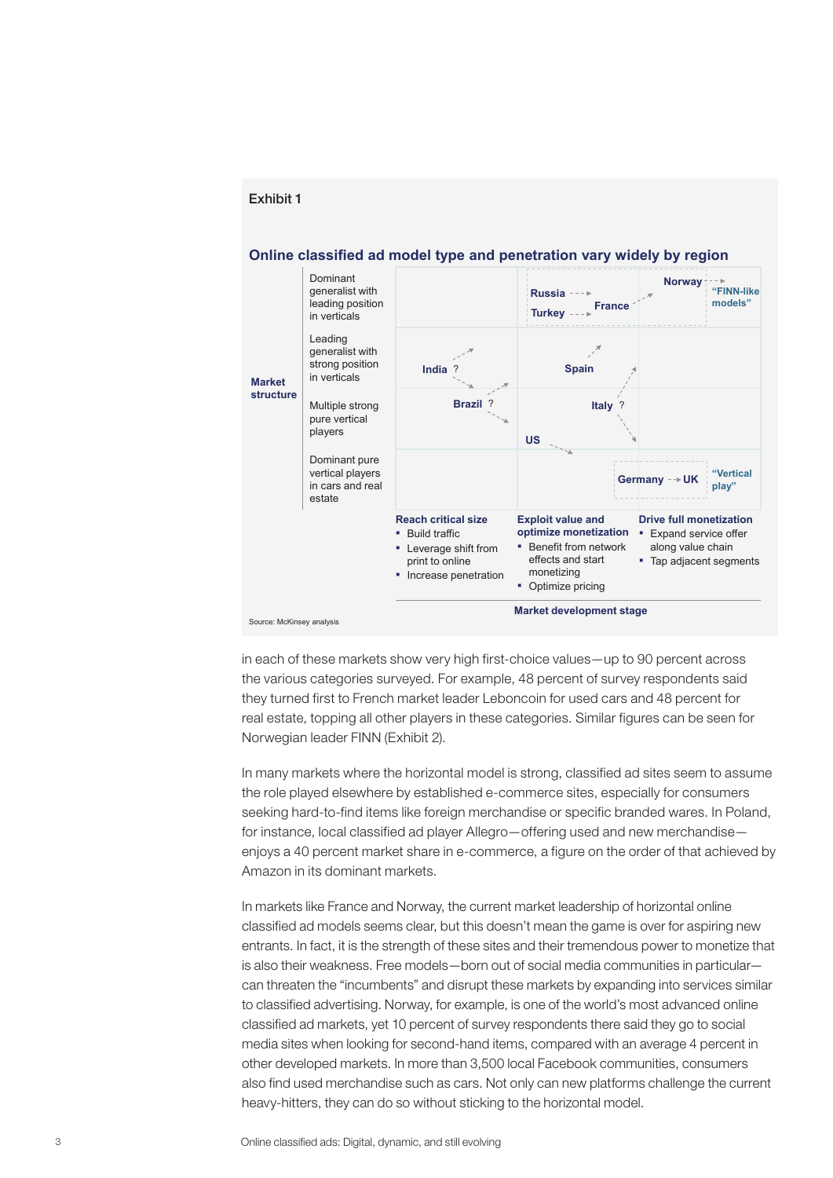Exhibit 1

**Online classified ad model type and penetration vary widely by region**

| Market structure | Reach critical size | Exploit value and optimize monetization | Drive full monetization |
|---|---|---|---|
| Dominant generalist with leading position in verticals | | Russia ---> France; Turkey ---> France | Norway ---> "FINN-like models" |
| Leading generalist with strong position in verticals | India ? | Spain | |
| Multiple strong pure vertical players | Brazil ? | Italy ?; US | |
| Dominant pure vertical players in cars and real estate | | Germany | Germany --> UK "Vertical play" |

**Market development stage**

**Reach critical size**
- Build traffic
- Leverage shift from print to online
- Increase penetration

**Exploit value and optimize monetization**
- Benefit from network effects and start monetizing
- Optimize pricing

**Drive full monetization**
- Expand service offer along value chain
- Tap adjacent segments

Source: McKinsey analysis

in each of these markets show very high first-choice values—up to 90 percent across the various categories surveyed. For example, 48 percent of survey respondents said they turned first to French market leader Leboncoin for used cars and 48 percent for real estate, topping all other players in these categories. Similar figures can be seen for Norwegian leader FINN (Exhibit 2).

In many markets where the horizontal model is strong, classified ad sites seem to assume the role played elsewhere by established e-commerce sites, especially for consumers seeking hard-to-find items like foreign merchandise or specific branded wares. In Poland, for instance, local classified ad player Allegro—offering used and new merchandise—enjoys a 40 percent market share in e-commerce, a figure on the order of that achieved by Amazon in its dominant markets.

In markets like France and Norway, the current market leadership of horizontal online classified ad models seems clear, but this doesn't mean the game is over for aspiring new entrants. In fact, it is the strength of these sites and their tremendous power to monetize that is also their weakness. Free models—born out of social media communities in particular—can threaten the "incumbents" and disrupt these markets by expanding into services similar to classified advertising. Norway, for example, is one of the world's most advanced online classified ad markets, yet 10 percent of survey respondents there said they go to social media sites when looking for second-hand items, compared with an average 4 percent in other developed markets. In more than 3,500 local Facebook communities, consumers also find used merchandise such as cars. Not only can new platforms challenge the current heavy-hitters, they can do so without sticking to the horizontal model.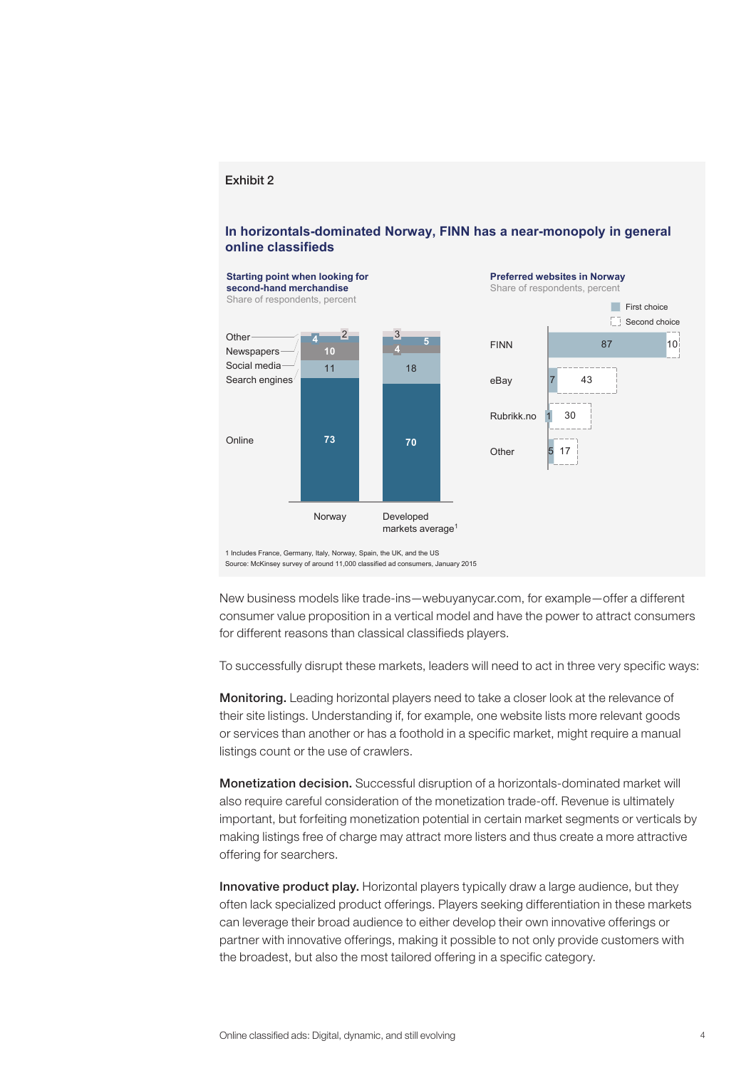Exhibit 2

**In horizontals-dominated Norway, FINN has a near-monopoly in general online classifieds**

**Starting point when looking for second-hand merchandise**
Share of respondents, percent

| | Norway | Developed markets average[1] |
|---|---|---|
| Other | 2 | 3 |
| Newspapers | 4 | 5 |
| Social media | 10 | 4 |
| Search engines | 11 | 18 |
| Online | 73 | 70 |

**Preferred websites in Norway**
Share of respondents, percent

| | First choice | Second choice |
|---|---|---|
| FINN | 87 | 10 |
| eBay | 7 | 43 |
| Rubrikk.no | 1 | 30 |
| Other | 5 | 17 |

1 Includes France, Germany, Italy, Norway, Spain, the UK, and the US
Source: McKinsey survey of around 11,000 classified ad consumers, January 2015

New business models like trade-ins—webuyanycar.com, for example—offer a different consumer value proposition in a vertical model and have the power to attract consumers for different reasons than classical classifieds players.

To successfully disrupt these markets, leaders will need to act in three very specific ways:

**Monitoring.** Leading horizontal players need to take a closer look at the relevance of their site listings. Understanding if, for example, one website lists more relevant goods or services than another or has a foothold in a specific market, might require a manual listings count or the use of crawlers.

**Monetization decision.** Successful disruption of a horizontals-dominated market will also require careful consideration of the monetization trade-off. Revenue is ultimately important, but forfeiting monetization potential in certain market segments or verticals by making listings free of charge may attract more listers and thus create a more attractive offering for searchers.

**Innovative product play.** Horizontal players typically draw a large audience, but they often lack specialized product offerings. Players seeking differentiation in these markets can leverage their broad audience to either develop their own innovative offerings or partner with innovative offerings, making it possible to not only provide customers with the broadest, but also the most tailored offering in a specific category.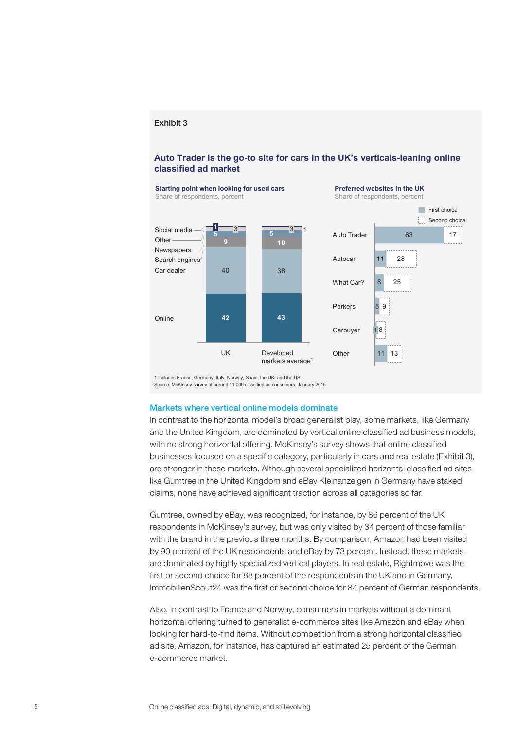Exhibit 3

### Auto Trader is the go-to site for cars in the UK's verticals-leaning online classified ad market

**Starting point when looking for used cars**
Share of respondents, percent

| | UK | Developed markets average[1] |
|---|---|---|
| Social media | 1 | 1 |
| Other | 3 | 3 |
| Newspapers | 5 | 5 |
| Search engines | 9 | 10 |
| Car dealer | 40 | 38 |
| Online | 42 | 43 |

**Preferred websites in the UK**
Share of respondents, percent

| | First choice | Second choice |
|---|---|---|
| Auto Trader | 63 | 17 |
| Autocar | 11 | 28 |
| What Car? | 8 | 25 |
| Parkers | 5 | 9 |
| Carbuyer | 1 | 8 |
| Other | 11 | 13 |

1 Includes France, Germany, Italy, Norway, Spain, the UK, and the US
Source: McKinsey survey of around 11,000 classified ad consumers, January 2015

## Markets where vertical online models dominate

In contrast to the horizontal model's broad generalist play, some markets, like Germany and the United Kingdom, are dominated by vertical online classified ad business models, with no strong horizontal offering. McKinsey's survey shows that online classified businesses focused on a specific category, particularly in cars and real estate (Exhibit 3), are stronger in these markets. Although several specialized horizontal classified ad sites like Gumtree in the United Kingdom and eBay Kleinanzeigen in Germany have staked claims, none have achieved significant traction across all categories so far.

Gumtree, owned by eBay, was recognized, for instance, by 86 percent of the UK respondents in McKinsey's survey, but was only visited by 34 percent of those familiar with the brand in the previous three months. By comparison, Amazon had been visited by 90 percent of the UK respondents and eBay by 73 percent. Instead, these markets are dominated by highly specialized vertical players. In real estate, Rightmove was the first or second choice for 88 percent of the respondents in the UK and in Germany, ImmobilienScout24 was the first or second choice for 84 percent of German respondents.

Also, in contrast to France and Norway, consumers in markets without a dominant horizontal offering turned to generalist e-commerce sites like Amazon and eBay when looking for hard-to-find items. Without competition from a strong horizontal classified ad site, Amazon, for instance, has captured an estimated 25 percent of the German e-commerce market.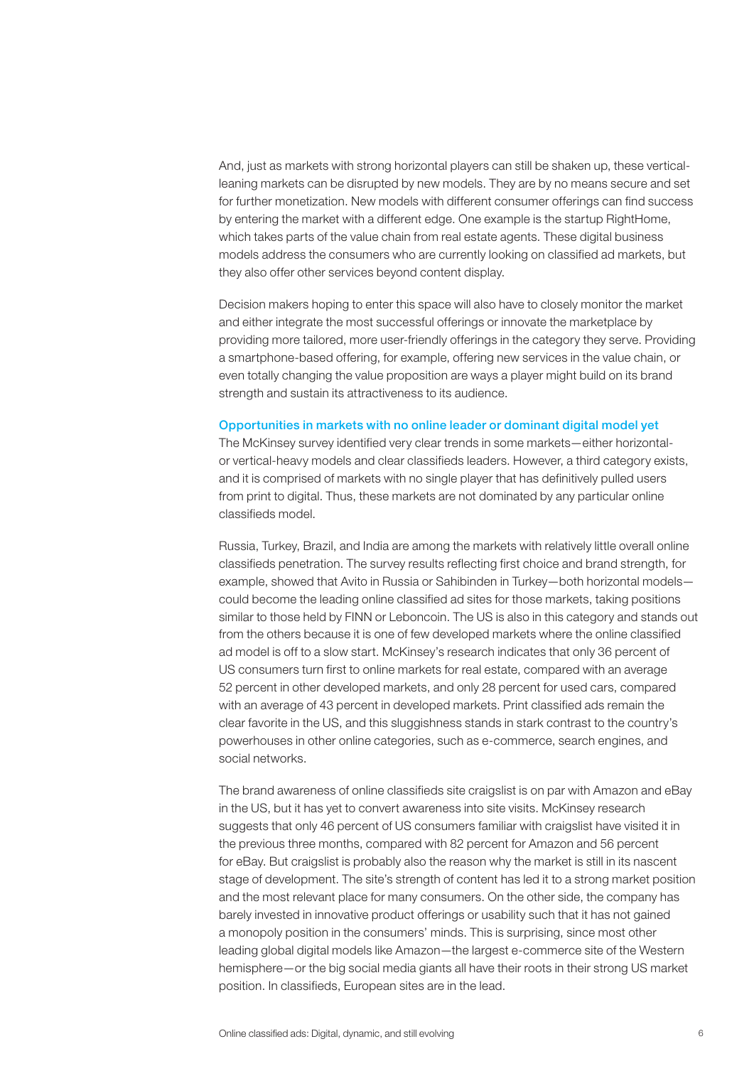And, just as markets with strong horizontal players can still be shaken up, these vertical-leaning markets can be disrupted by new models. They are by no means secure and set for further monetization. New models with different consumer offerings can find success by entering the market with a different edge. One example is the startup RightHome, which takes parts of the value chain from real estate agents. These digital business models address the consumers who are currently looking on classified ad markets, but they also offer other services beyond content display.

Decision makers hoping to enter this space will also have to closely monitor the market and either integrate the most successful offerings or innovate the marketplace by providing more tailored, more user-friendly offerings in the category they serve. Providing a smartphone-based offering, for example, offering new services in the value chain, or even totally changing the value proposition are ways a player might build on its brand strength and sustain its attractiveness to its audience.

### Opportunities in markets with no online leader or dominant digital model yet

The McKinsey survey identified very clear trends in some markets—either horizontal- or vertical-heavy models and clear classifieds leaders. However, a third category exists, and it is comprised of markets with no single player that has definitively pulled users from print to digital. Thus, these markets are not dominated by any particular online classifieds model.

Russia, Turkey, Brazil, and India are among the markets with relatively little overall online classifieds penetration. The survey results reflecting first choice and brand strength, for example, showed that Avito in Russia or Sahibinden in Turkey—both horizontal models—could become the leading online classified ad sites for those markets, taking positions similar to those held by FINN or Leboncoin. The US is also in this category and stands out from the others because it is one of few developed markets where the online classified ad model is off to a slow start. McKinsey's research indicates that only 36 percent of US consumers turn first to online markets for real estate, compared with an average 52 percent in other developed markets, and only 28 percent for used cars, compared with an average of 43 percent in developed markets. Print classified ads remain the clear favorite in the US, and this sluggishness stands in stark contrast to the country's powerhouses in other online categories, such as e-commerce, search engines, and social networks.

The brand awareness of online classifieds site craigslist is on par with Amazon and eBay in the US, but it has yet to convert awareness into site visits. McKinsey research suggests that only 46 percent of US consumers familiar with craigslist have visited it in the previous three months, compared with 82 percent for Amazon and 56 percent for eBay. But craigslist is probably also the reason why the market is still in its nascent stage of development. The site's strength of content has led it to a strong market position and the most relevant place for many consumers. On the other side, the company has barely invested in innovative product offerings or usability such that it has not gained a monopoly position in the consumers' minds. This is surprising, since most other leading global digital models like Amazon—the largest e-commerce site of the Western hemisphere—or the big social media giants all have their roots in their strong US market position. In classifieds, European sites are in the lead.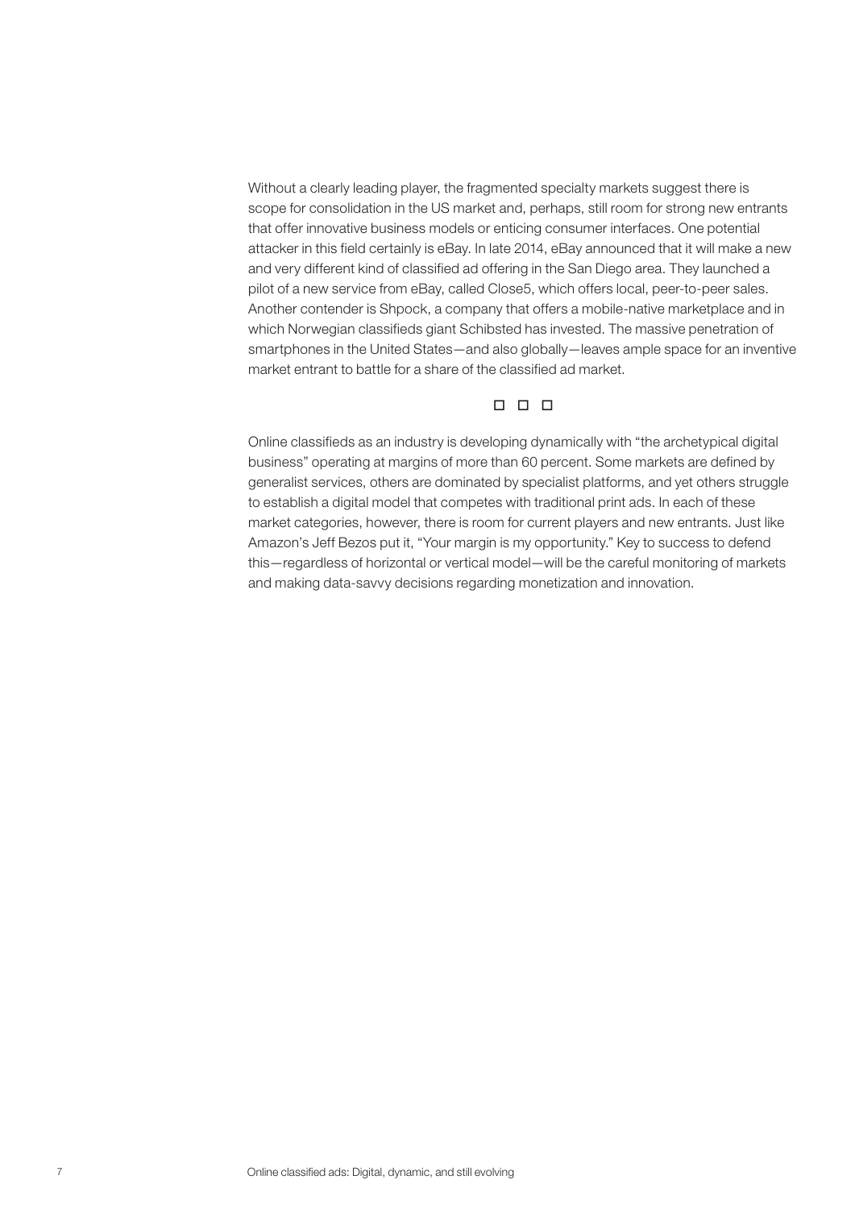Without a clearly leading player, the fragmented specialty markets suggest there is scope for consolidation in the US market and, perhaps, still room for strong new entrants that offer innovative business models or enticing consumer interfaces. One potential attacker in this field certainly is eBay. In late 2014, eBay announced that it will make a new and very different kind of classified ad offering in the San Diego area. They launched a pilot of a new service from eBay, called Close5, which offers local, peer-to-peer sales. Another contender is Shpock, a company that offers a mobile-native marketplace and in which Norwegian classifieds giant Schibsted has invested. The massive penetration of smartphones in the United States—and also globally—leaves ample space for an inventive market entrant to battle for a share of the classified ad market.

□ □ □

Online classifieds as an industry is developing dynamically with "the archetypical digital business" operating at margins of more than 60 percent. Some markets are defined by generalist services, others are dominated by specialist platforms, and yet others struggle to establish a digital model that competes with traditional print ads. In each of these market categories, however, there is room for current players and new entrants. Just like Amazon's Jeff Bezos put it, "Your margin is my opportunity." Key to success to defend this—regardless of horizontal or vertical model—will be the careful monitoring of markets and making data-savvy decisions regarding monetization and innovation.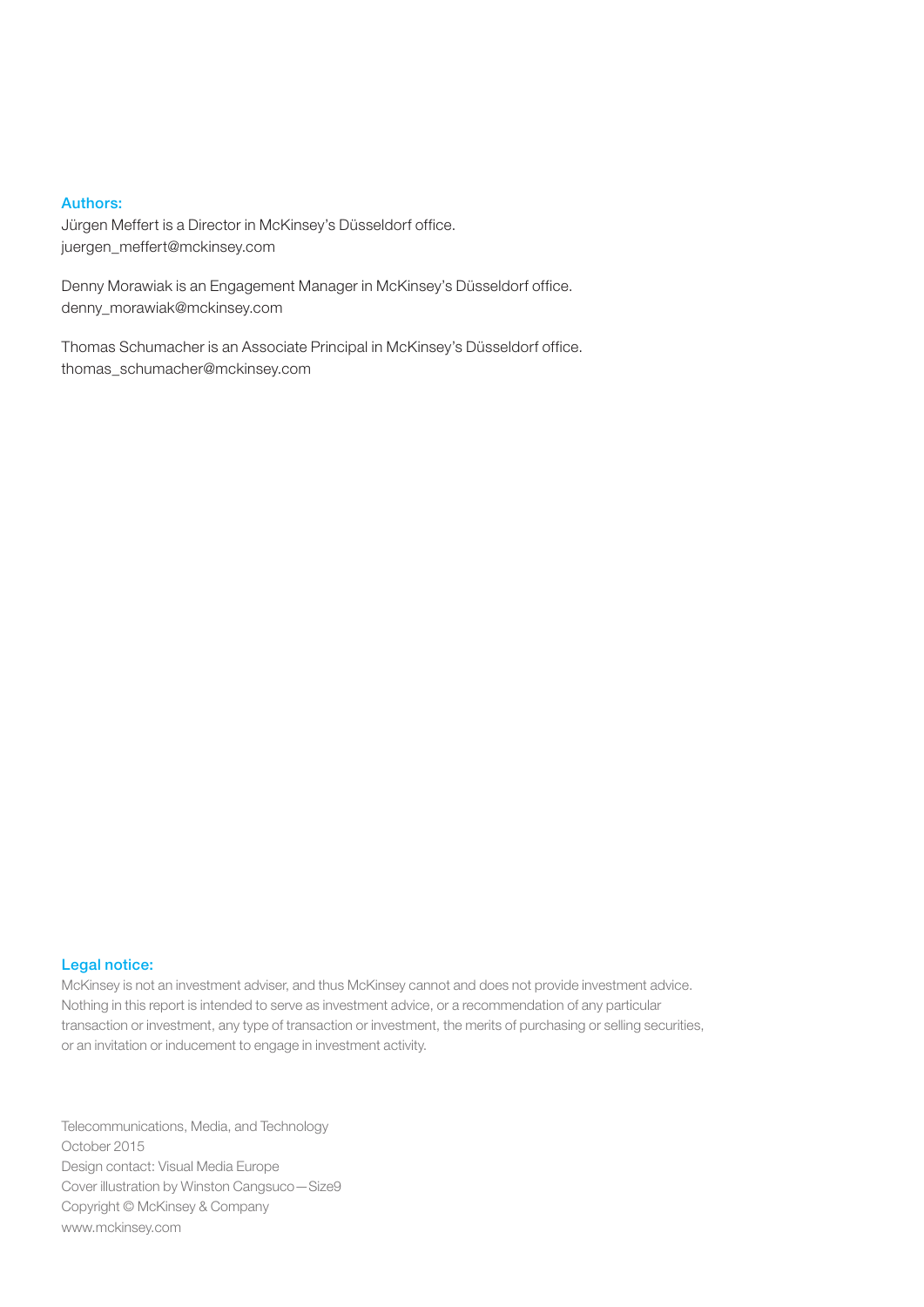**Authors:**

Jürgen Meffert is a Director in McKinsey's Düsseldorf office.
juergen_meffert@mckinsey.com

Denny Morawiak is an Engagement Manager in McKinsey's Düsseldorf office.
denny_morawiak@mckinsey.com

Thomas Schumacher is an Associate Principal in McKinsey's Düsseldorf office.
thomas_schumacher@mckinsey.com

**Legal notice:**

McKinsey is not an investment adviser, and thus McKinsey cannot and does not provide investment advice. Nothing in this report is intended to serve as investment advice, or a recommendation of any particular transaction or investment, any type of transaction or investment, the merits of purchasing or selling securities, or an invitation or inducement to engage in investment activity.

Telecommunications, Media, and Technology
October 2015
Design contact: Visual Media Europe
Cover illustration by Winston Cangsuco—Size9
Copyright © McKinsey & Company
www.mckinsey.com